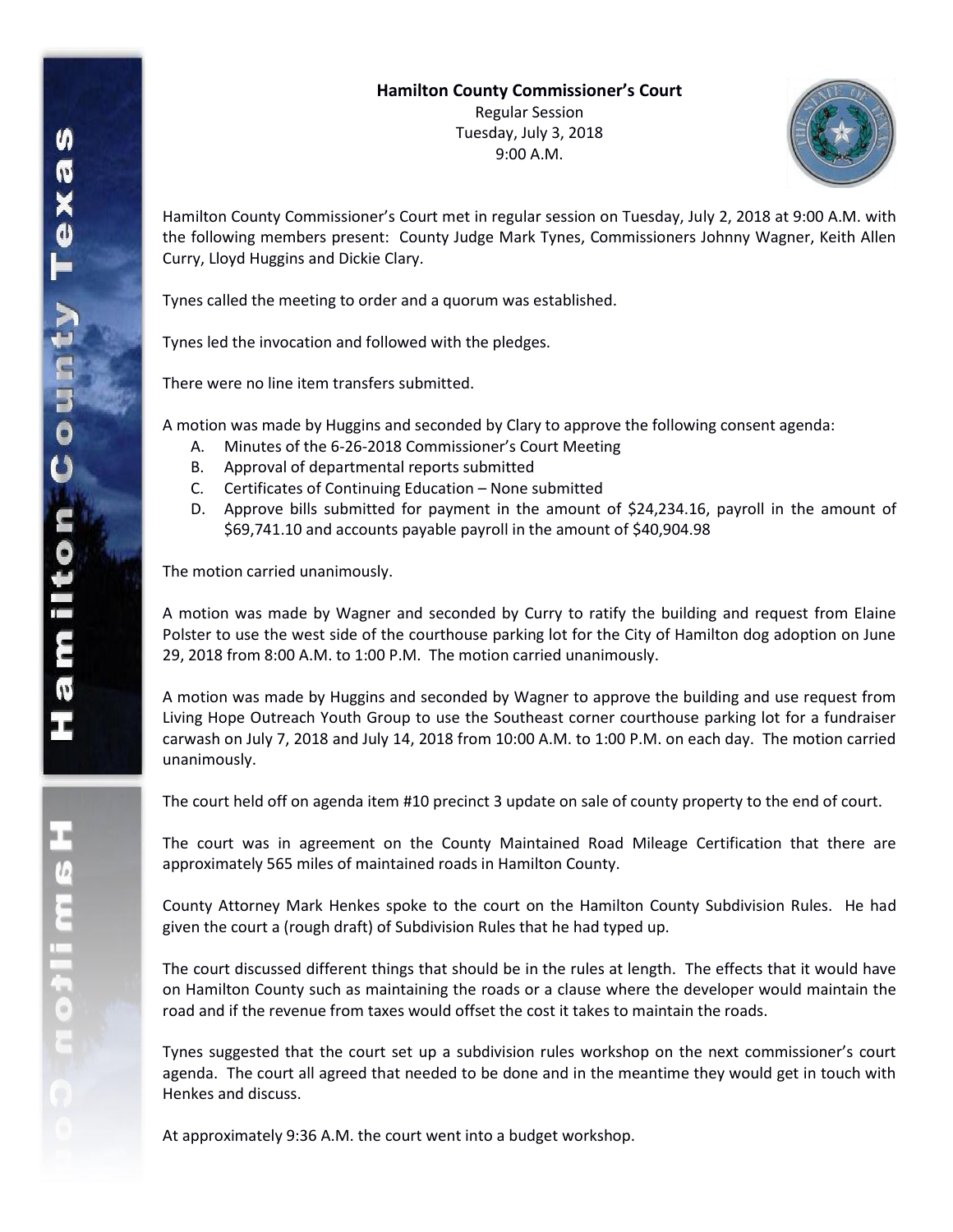**Hamilton County Commissioner's Court**
Regular Session
Tuesday, July 3, 2018
9:00 A.M.

Hamilton County Commissioner's Court met in regular session on Tuesday, July 2, 2018 at 9:00 A.M. with the following members present: County Judge Mark Tynes, Commissioners Johnny Wagner, Keith Allen Curry, Lloyd Huggins and Dickie Clary.

Tynes called the meeting to order and a quorum was established.

Tynes led the invocation and followed with the pledges.

There were no line item transfers submitted.

A motion was made by Huggins and seconded by Clary to approve the following consent agenda:

A. Minutes of the 6-26-2018 Commissioner's Court Meeting
B. Approval of departmental reports submitted
C. Certificates of Continuing Education – None submitted
D. Approve bills submitted for payment in the amount of $24,234.16, payroll in the amount of $69,741.10 and accounts payable payroll in the amount of $40,904.98

The motion carried unanimously.

A motion was made by Wagner and seconded by Curry to ratify the building and request from Elaine Polster to use the west side of the courthouse parking lot for the City of Hamilton dog adoption on June 29, 2018 from 8:00 A.M. to 1:00 P.M. The motion carried unanimously.

A motion was made by Huggins and seconded by Wagner to approve the building and use request from Living Hope Outreach Youth Group to use the Southeast corner courthouse parking lot for a fundraiser carwash on July 7, 2018 and July 14, 2018 from 10:00 A.M. to 1:00 P.M. on each day. The motion carried unanimously.

The court held off on agenda item #10 precinct 3 update on sale of county property to the end of court.

The court was in agreement on the County Maintained Road Mileage Certification that there are approximately 565 miles of maintained roads in Hamilton County.

County Attorney Mark Henkes spoke to the court on the Hamilton County Subdivision Rules. He had given the court a (rough draft) of Subdivision Rules that he had typed up.

The court discussed different things that should be in the rules at length. The effects that it would have on Hamilton County such as maintaining the roads or a clause where the developer would maintain the road and if the revenue from taxes would offset the cost it takes to maintain the roads.

Tynes suggested that the court set up a subdivision rules workshop on the next commissioner's court agenda. The court all agreed that needed to be done and in the meantime they would get in touch with Henkes and discuss.

At approximately 9:36 A.M. the court went into a budget workshop.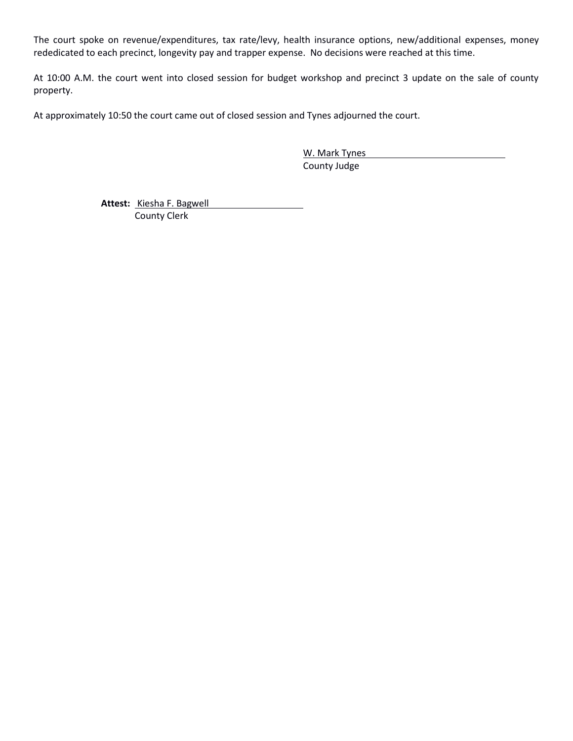The court spoke on revenue/expenditures, tax rate/levy, health insurance options, new/additional expenses, money rededicated to each precinct, longevity pay and trapper expense. No decisions were reached at this time.

At 10:00 A.M. the court went into closed session for budget workshop and precinct 3 update on the sale of county property.

At approximately 10:50 the court came out of closed session and Tynes adjourned the court.

W. Mark Tynes
County Judge

**Attest:** Kiesha F. Bagwell
County Clerk